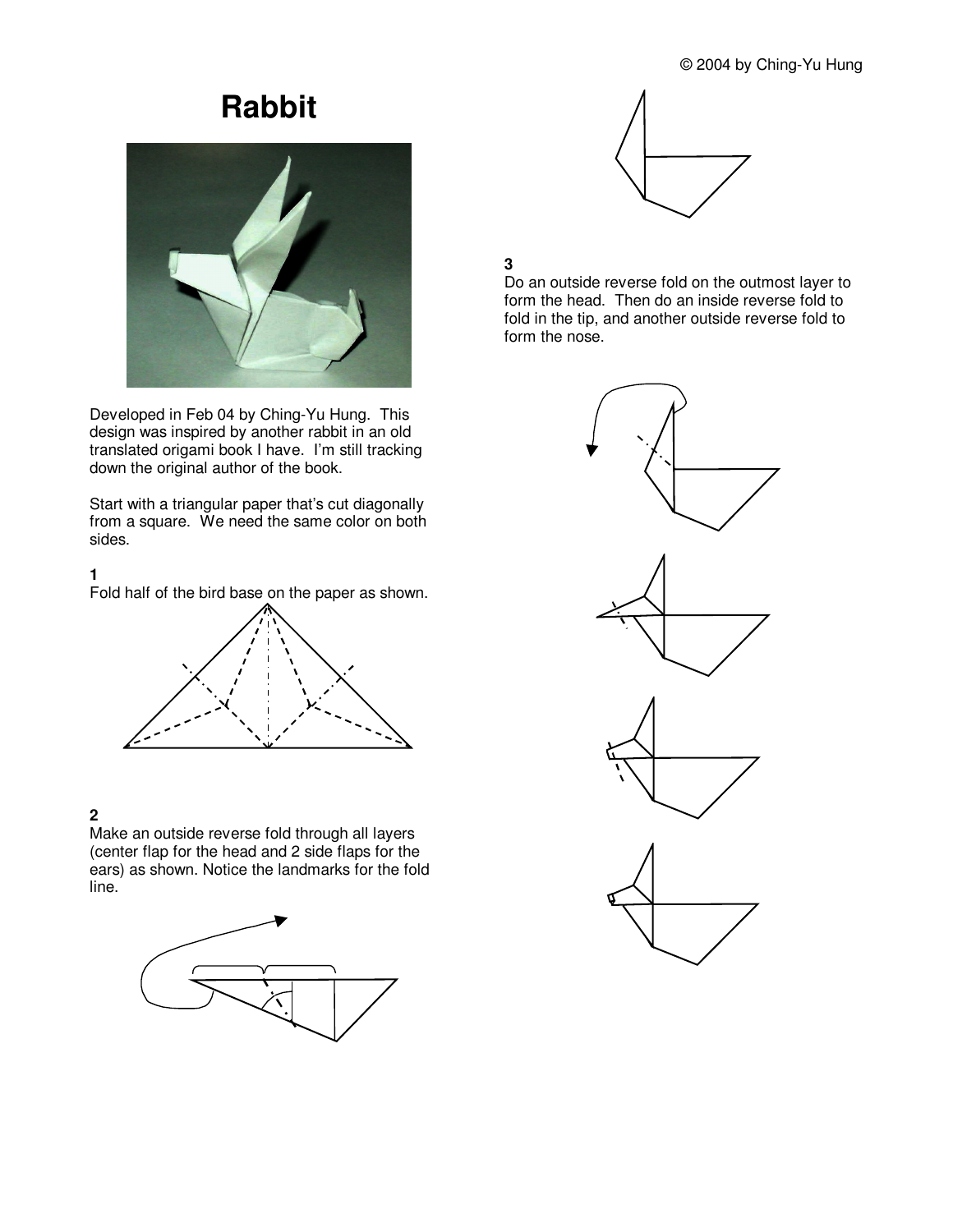# Rabbit

Developed in Feb 04 by Ching-Yu Hung. This design was inspired by another rabbit in an old translated origami book I have. I'm still tracking down the original author of the book.

Start with a triangular paper that's cut diagonally from a square. We need the same color on both sides.

**1**
Fold half of the bird base on the paper as shown.

**2**
Make an outside reverse fold through all layers (center flap for the head and 2 side flaps for the ears) as shown. Notice the landmarks for the fold line.

**3**
Do an outside reverse fold on the outmost layer to form the head. Then do an inside reverse fold to fold in the tip, and another outside reverse fold to form the nose.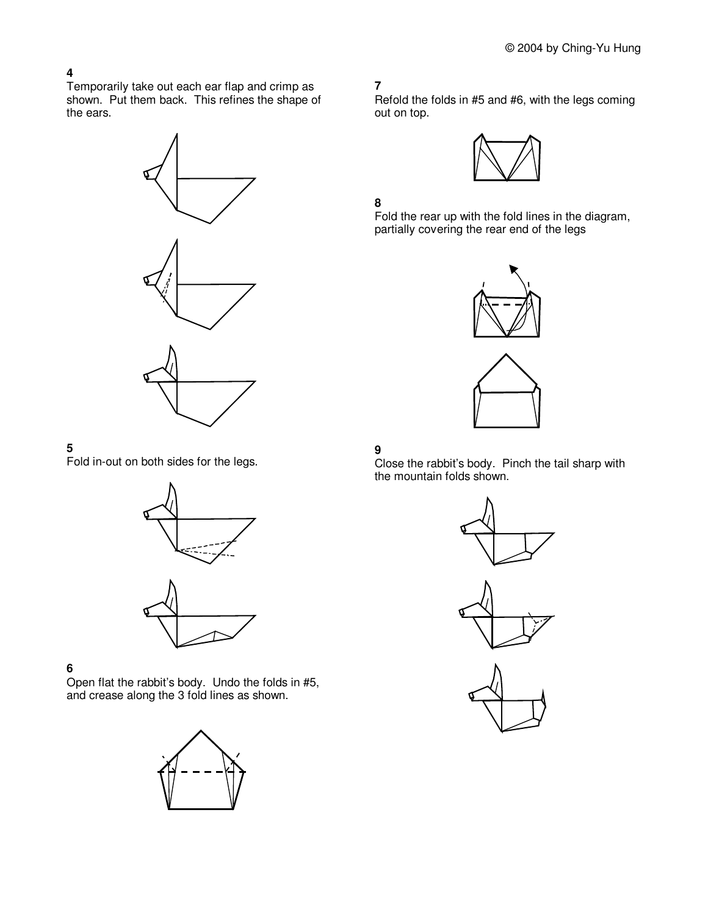© 2004 by Ching-Yu Hung

**4**
Temporarily take out each ear flap and crimp as shown. Put them back. This refines the shape of the ears.

**5**
Fold in-out on both sides for the legs.

**6**
Open flat the rabbit's body. Undo the folds in #5, and crease along the 3 fold lines as shown.

**7**
Refold the folds in #5 and #6, with the legs coming out on top.

**8**
Fold the rear up with the fold lines in the diagram, partially covering the rear end of the legs

**9**
Close the rabbit's body. Pinch the tail sharp with the mountain folds shown.